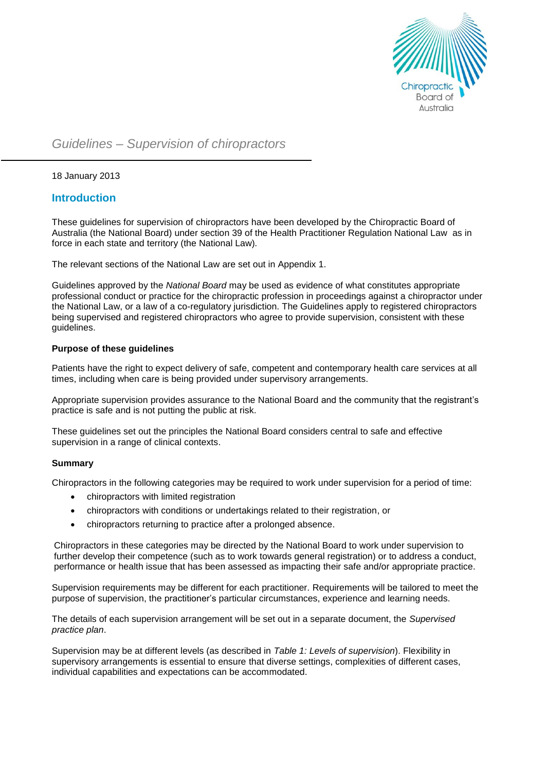# Guidelines – Supervision of chiropractors

18 January 2013

## Introduction

These guidelines for supervision of chiropractors have been developed by the Chiropractic Board of Australia (the National Board) under section 39 of the Health Practitioner Regulation National Law as in force in each state and territory (the National Law).

The relevant sections of the National Law are set out in Appendix 1.

Guidelines approved by the *National Board* may be used as evidence of what constitutes appropriate professional conduct or practice for the chiropractic profession in proceedings against a chiropractor under the National Law, or a law of a co-regulatory jurisdiction. The Guidelines apply to registered chiropractors being supervised and registered chiropractors who agree to provide supervision, consistent with these guidelines.

### Purpose of these guidelines

Patients have the right to expect delivery of safe, competent and contemporary health care services at all times, including when care is being provided under supervisory arrangements.

Appropriate supervision provides assurance to the National Board and the community that the registrant's practice is safe and is not putting the public at risk.

These guidelines set out the principles the National Board considers central to safe and effective supervision in a range of clinical contexts.

### Summary

Chiropractors in the following categories may be required to work under supervision for a period of time:

- chiropractors with limited registration
- chiropractors with conditions or undertakings related to their registration, or
- chiropractors returning to practice after a prolonged absence.

Chiropractors in these categories may be directed by the National Board to work under supervision to further develop their competence (such as to work towards general registration) or to address a conduct, performance or health issue that has been assessed as impacting their safe and/or appropriate practice.

Supervision requirements may be different for each practitioner. Requirements will be tailored to meet the purpose of supervision, the practitioner's particular circumstances, experience and learning needs.

The details of each supervision arrangement will be set out in a separate document, the *Supervised practice plan*.

Supervision may be at different levels (as described in *Table 1: Levels of supervision*). Flexibility in supervisory arrangements is essential to ensure that diverse settings, complexities of different cases, individual capabilities and expectations can be accommodated.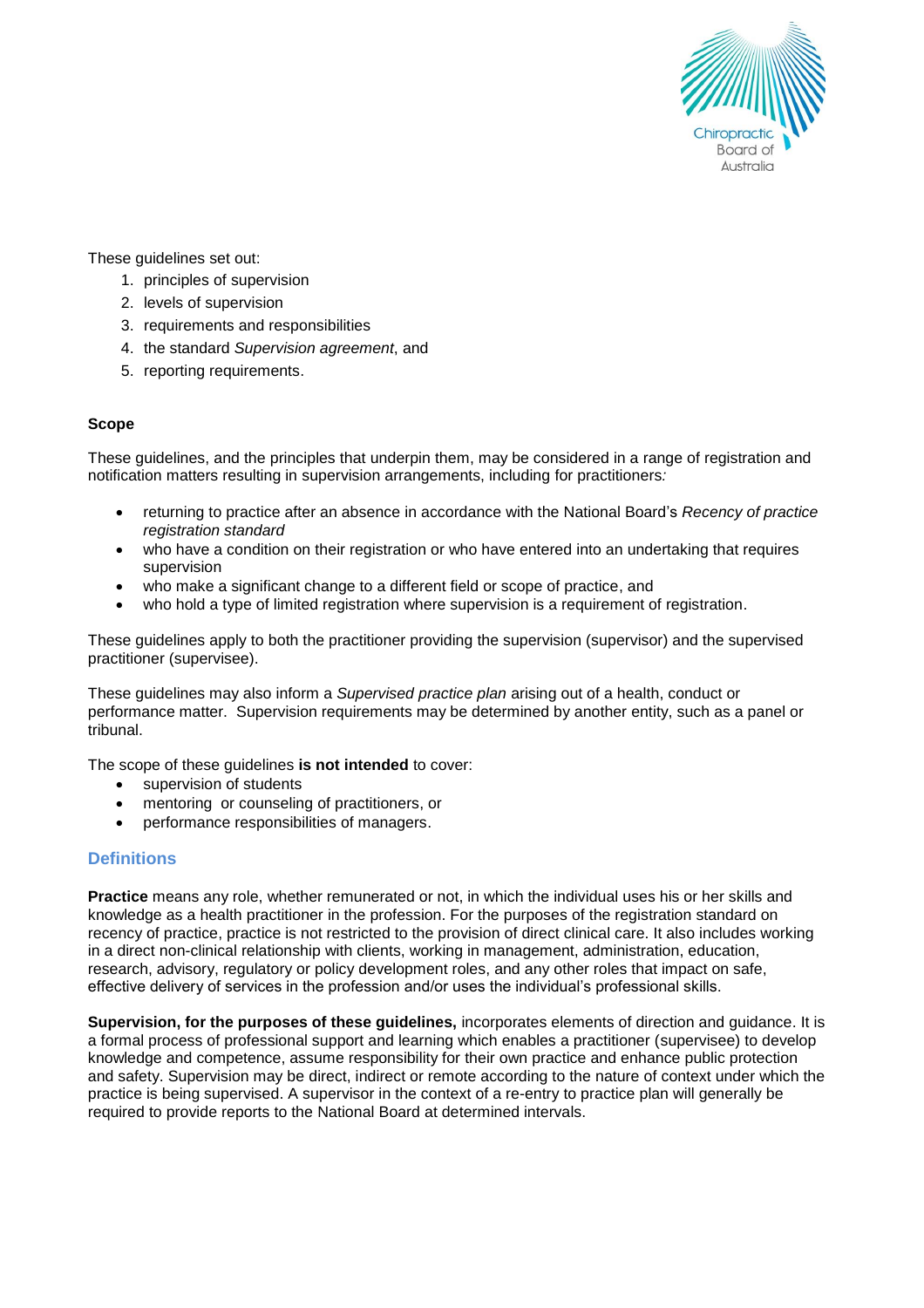These guidelines set out:

1. principles of supervision
2. levels of supervision
3. requirements and responsibilities
4. the standard *Supervision agreement*, and
5. reporting requirements.

**Scope**

These guidelines, and the principles that underpin them, may be considered in a range of registration and notification matters resulting in supervision arrangements, including for practitioners*:*

- returning to practice after an absence in accordance with the National Board's *Recency of practice registration standard*
- who have a condition on their registration or who have entered into an undertaking that requires supervision
- who make a significant change to a different field or scope of practice, and
- who hold a type of limited registration where supervision is a requirement of registration.

These guidelines apply to both the practitioner providing the supervision (supervisor) and the supervised practitioner (supervisee).

These guidelines may also inform a *Supervised practice plan* arising out of a health, conduct or performance matter. Supervision requirements may be determined by another entity, such as a panel or tribunal.

The scope of these guidelines **is not intended** to cover:

- supervision of students
- mentoring or counseling of practitioners, or
- performance responsibilities of managers.

## Definitions

**Practice** means any role, whether remunerated or not, in which the individual uses his or her skills and knowledge as a health practitioner in the profession. For the purposes of the registration standard on recency of practice, practice is not restricted to the provision of direct clinical care. It also includes working in a direct non-clinical relationship with clients, working in management, administration, education, research, advisory, regulatory or policy development roles, and any other roles that impact on safe, effective delivery of services in the profession and/or uses the individual's professional skills.

**Supervision, for the purposes of these guidelines,** incorporates elements of direction and guidance. It is a formal process of professional support and learning which enables a practitioner (supervisee) to develop knowledge and competence, assume responsibility for their own practice and enhance public protection and safety. Supervision may be direct, indirect or remote according to the nature of context under which the practice is being supervised. A supervisor in the context of a re-entry to practice plan will generally be required to provide reports to the National Board at determined intervals.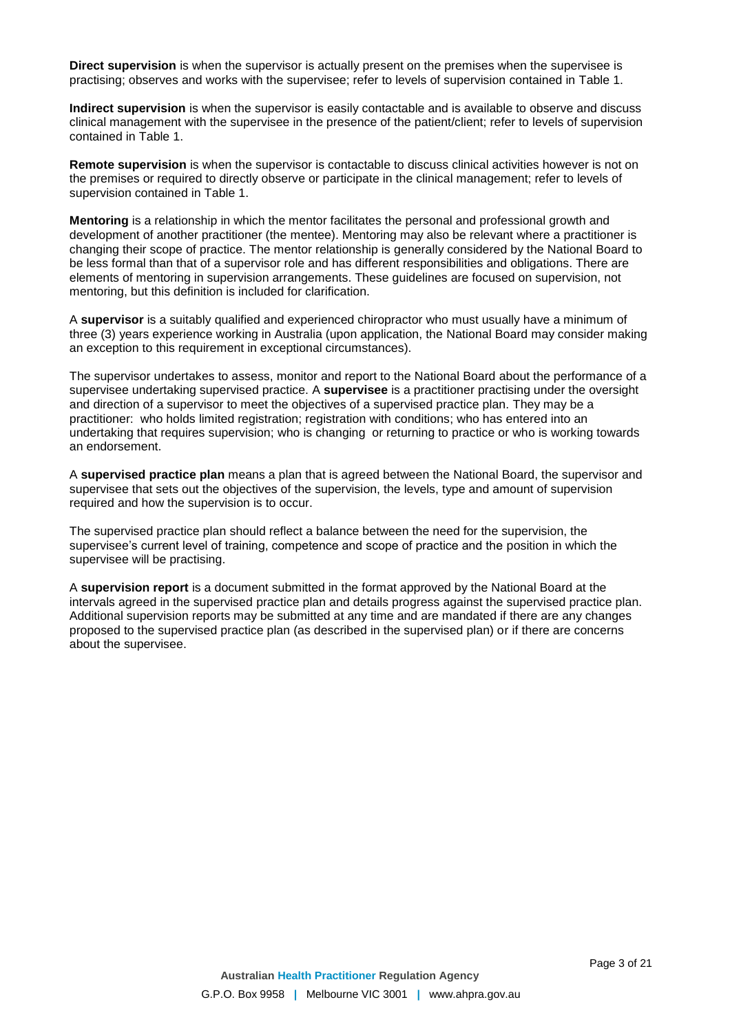**Direct supervision** is when the supervisor is actually present on the premises when the supervisee is practising; observes and works with the supervisee; refer to levels of supervision contained in Table 1.

**Indirect supervision** is when the supervisor is easily contactable and is available to observe and discuss clinical management with the supervisee in the presence of the patient/client; refer to levels of supervision contained in Table 1.

**Remote supervision** is when the supervisor is contactable to discuss clinical activities however is not on the premises or required to directly observe or participate in the clinical management; refer to levels of supervision contained in Table 1.

**Mentoring** is a relationship in which the mentor facilitates the personal and professional growth and development of another practitioner (the mentee). Mentoring may also be relevant where a practitioner is changing their scope of practice. The mentor relationship is generally considered by the National Board to be less formal than that of a supervisor role and has different responsibilities and obligations. There are elements of mentoring in supervision arrangements. These guidelines are focused on supervision, not mentoring, but this definition is included for clarification.

A **supervisor** is a suitably qualified and experienced chiropractor who must usually have a minimum of three (3) years experience working in Australia (upon application, the National Board may consider making an exception to this requirement in exceptional circumstances).

The supervisor undertakes to assess, monitor and report to the National Board about the performance of a supervisee undertaking supervised practice. A **supervisee** is a practitioner practising under the oversight and direction of a supervisor to meet the objectives of a supervised practice plan. They may be a practitioner: who holds limited registration; registration with conditions; who has entered into an undertaking that requires supervision; who is changing or returning to practice or who is working towards an endorsement.

A **supervised practice plan** means a plan that is agreed between the National Board, the supervisor and supervisee that sets out the objectives of the supervision, the levels, type and amount of supervision required and how the supervision is to occur.

The supervised practice plan should reflect a balance between the need for the supervision, the supervisee's current level of training, competence and scope of practice and the position in which the supervisee will be practising.

A **supervision report** is a document submitted in the format approved by the National Board at the intervals agreed in the supervised practice plan and details progress against the supervised practice plan. Additional supervision reports may be submitted at any time and are mandated if there are any changes proposed to the supervised practice plan (as described in the supervised plan) or if there are concerns about the supervisee.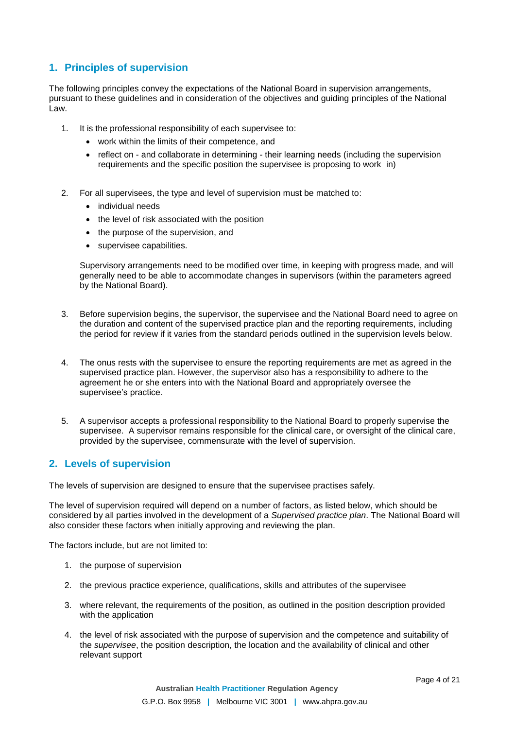## 1. Principles of supervision

The following principles convey the expectations of the National Board in supervision arrangements, pursuant to these guidelines and in consideration of the objectives and guiding principles of the National Law.

1. It is the professional responsibility of each supervisee to:
   - work within the limits of their competence, and
   - reflect on - and collaborate in determining - their learning needs (including the supervision requirements and the specific position the supervisee is proposing to work in)

2. For all supervisees, the type and level of supervision must be matched to:
   - individual needs
   - the level of risk associated with the position
   - the purpose of the supervision, and
   - supervisee capabilities.

   Supervisory arrangements need to be modified over time, in keeping with progress made, and will generally need to be able to accommodate changes in supervisors (within the parameters agreed by the National Board).

3. Before supervision begins, the supervisor, the supervisee and the National Board need to agree on the duration and content of the supervised practice plan and the reporting requirements, including the period for review if it varies from the standard periods outlined in the supervision levels below.

4. The onus rests with the supervisee to ensure the reporting requirements are met as agreed in the supervised practice plan. However, the supervisor also has a responsibility to adhere to the agreement he or she enters into with the National Board and appropriately oversee the supervisee's practice.

5. A supervisor accepts a professional responsibility to the National Board to properly supervise the supervisee. A supervisor remains responsible for the clinical care, or oversight of the clinical care, provided by the supervisee, commensurate with the level of supervision.

## 2. Levels of supervision

The levels of supervision are designed to ensure that the supervisee practises safely.

The level of supervision required will depend on a number of factors, as listed below, which should be considered by all parties involved in the development of a *Supervised practice plan*. The National Board will also consider these factors when initially approving and reviewing the plan.

The factors include, but are not limited to:

1. the purpose of supervision
2. the previous practice experience, qualifications, skills and attributes of the supervisee
3. where relevant, the requirements of the position, as outlined in the position description provided with the application
4. the level of risk associated with the purpose of supervision and the competence and suitability of the *supervisee*, the position description, the location and the availability of clinical and other relevant support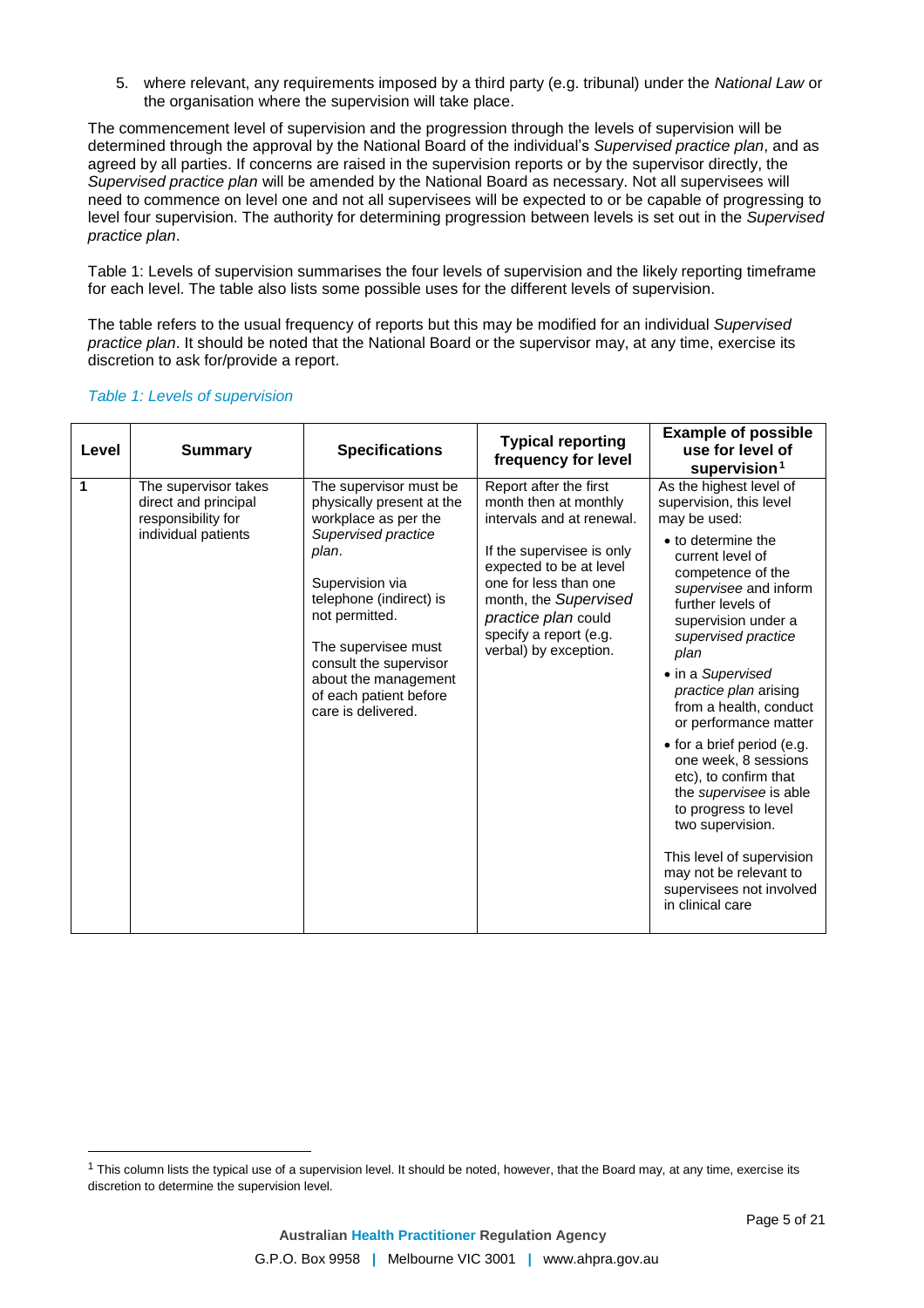5. where relevant, any requirements imposed by a third party (e.g. tribunal) under the *National Law* or the organisation where the supervision will take place.

The commencement level of supervision and the progression through the levels of supervision will be determined through the approval by the National Board of the individual's *Supervised practice plan*, and as agreed by all parties. If concerns are raised in the supervision reports or by the supervisor directly, the *Supervised practice plan* will be amended by the National Board as necessary. Not all supervisees will need to commence on level one and not all supervisees will be expected to or be capable of progressing to level four supervision. The authority for determining progression between levels is set out in the *Supervised practice plan*.

Table 1: Levels of supervision summarises the four levels of supervision and the likely reporting timeframe for each level. The table also lists some possible uses for the different levels of supervision.

The table refers to the usual frequency of reports but this may be modified for an individual *Supervised practice plan*. It should be noted that the National Board or the supervisor may, at any time, exercise its discretion to ask for/provide a report.

*Table 1: Levels of supervision*

| Level | Summary | Specifications | Typical reporting frequency for level | Example of possible use for level of supervision[1] |
|---|---|---|---|---|
| **1** | The supervisor takes direct and principal responsibility for individual patients | The supervisor must be physically present at the workplace as per the *Supervised practice plan*.<br><br>Supervision via telephone (indirect) is not permitted.<br><br>The supervisee must consult the supervisor about the management of each patient before care is delivered. | Report after the first month then at monthly intervals and at renewal.<br><br>If the supervisee is only expected to be at level one for less than one month, the *Supervised practice plan* could specify a report (e.g. verbal) by exception. | As the highest level of supervision, this level may be used:<br>• to determine the current level of competence of the *supervisee* and inform further levels of supervision under a *supervised practice plan*<br>• in a *Supervised practice plan* arising from a health, conduct or performance matter<br>• for a brief period (e.g. one week, 8 sessions etc), to confirm that the *supervisee* is able to progress to level two supervision.<br><br>This level of supervision may not be relevant to supervisees not involved in clinical care |

[1] This column lists the typical use of a supervision level. It should be noted, however, that the Board may, at any time, exercise its discretion to determine the supervision level.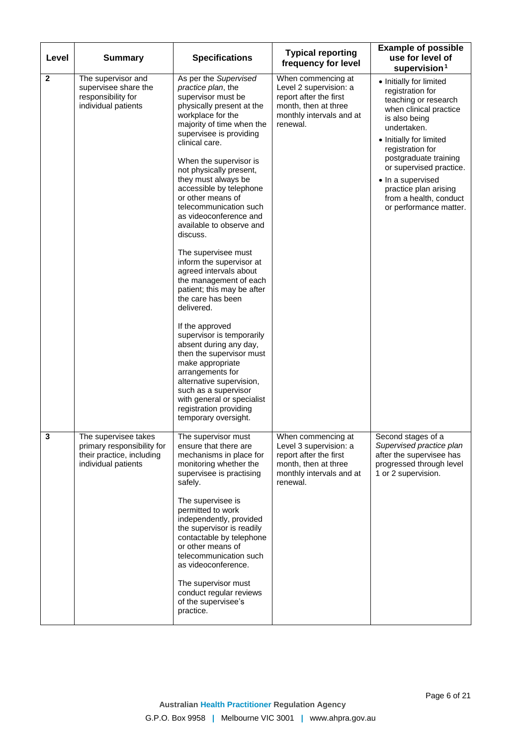| Level | Summary | Specifications | Typical reporting frequency for level | Example of possible use for level of supervision[1] |
|---|---|---|---|---|
| **2** | The supervisor and supervisee share the responsibility for individual patients | As per the *Supervised practice plan*, the supervisor must be physically present at the workplace for the majority of time when the supervisee is providing clinical care.<br><br>When the supervisor is not physically present, they must always be accessible by telephone or other means of telecommunication such as videoconference and available to observe and discuss.<br><br>The supervisee must inform the supervisor at agreed intervals about the management of each patient; this may be after the care has been delivered.<br><br>If the approved supervisor is temporarily absent during any day, then the supervisor must make appropriate arrangements for alternative supervision, such as a supervisor with general or specialist registration providing temporary oversight. | When commencing at Level 2 supervision: a report after the first month, then at three monthly intervals and at renewal. | • Initially for limited registration for teaching or research when clinical practice is also being undertaken.<br>• Initially for limited registration for postgraduate training or supervised practice.<br>• In a supervised practice plan arising from a health, conduct or performance matter. |
| **3** | The supervisee takes primary responsibility for their practice, including individual patients | The supervisor must ensure that there are mechanisms in place for monitoring whether the supervisee is practising safely.<br><br>The supervisee is permitted to work independently, provided the supervisor is readily contactable by telephone or other means of telecommunication such as videoconference.<br><br>The supervisor must conduct regular reviews of the supervisee's practice. | When commencing at Level 3 supervision: a report after the first month, then at three monthly intervals and at renewal. | Second stages of a *Supervised practice plan* after the supervisee has progressed through level 1 or 2 supervision. |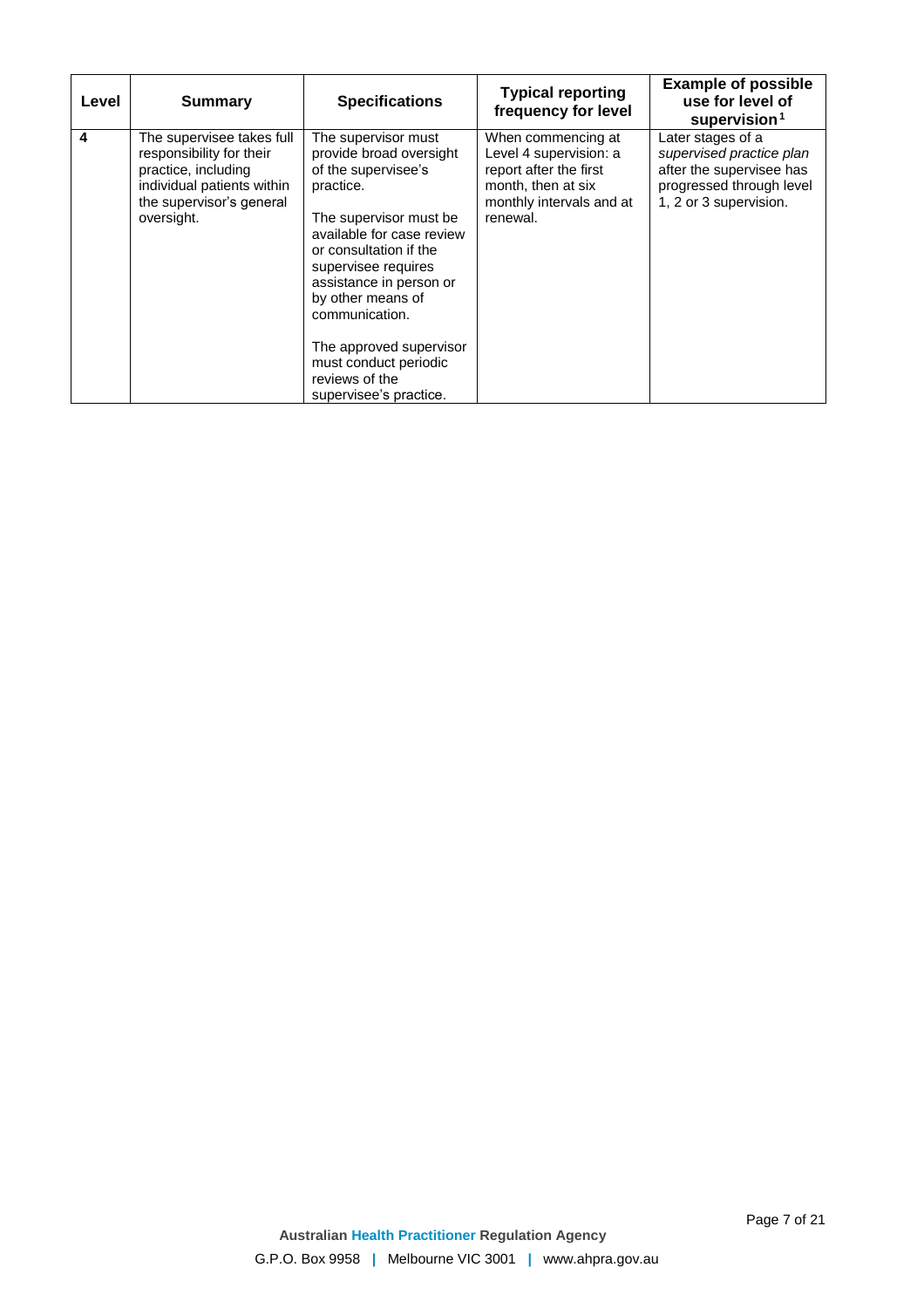| Level | Summary | Specifications | Typical reporting frequency for level | Example of possible use for level of supervision[1] |
|---|---|---|---|---|
| **4** | The supervisee takes full responsibility for their practice, including individual patients within the supervisor's general oversight. | The supervisor must provide broad oversight of the supervisee's practice.<br><br>The supervisor must be available for case review or consultation if the supervisee requires assistance in person or by other means of communication.<br><br>The approved supervisor must conduct periodic reviews of the supervisee's practice. | When commencing at Level 4 supervision: a report after the first month, then at six monthly intervals and at renewal. | Later stages of a *supervised practice plan* after the supervisee has progressed through level 1, 2 or 3 supervision. |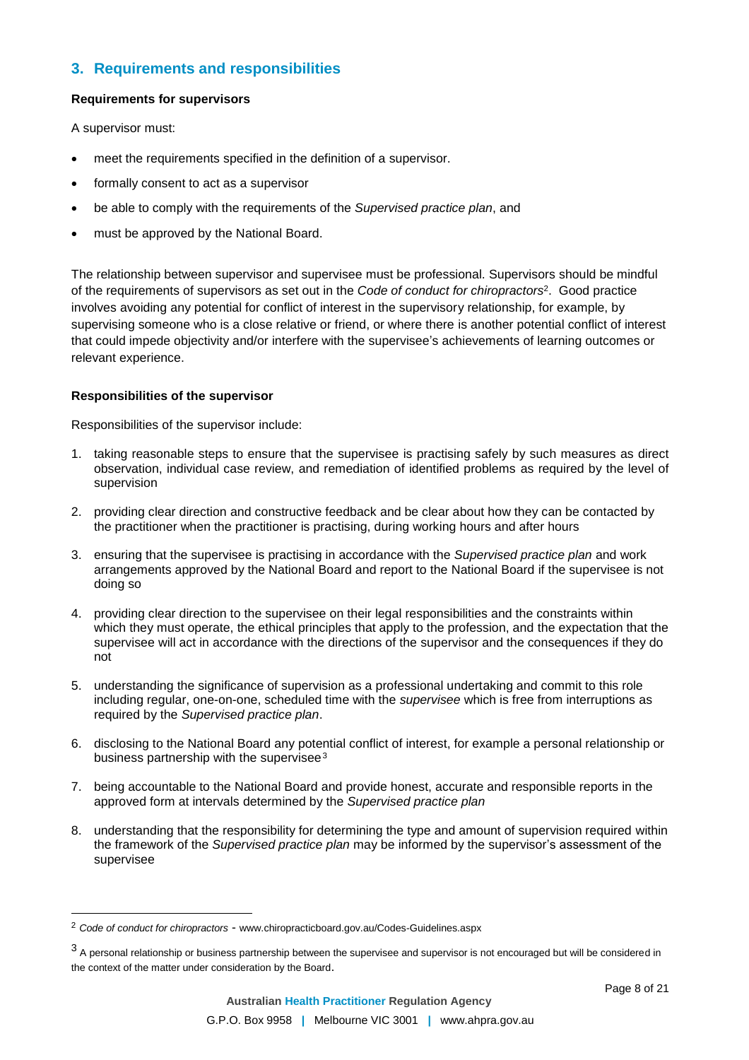## 3. Requirements and responsibilities

**Requirements for supervisors**

A supervisor must:

- meet the requirements specified in the definition of a supervisor.
- formally consent to act as a supervisor
- be able to comply with the requirements of the *Supervised practice plan*, and
- must be approved by the National Board.

The relationship between supervisor and supervisee must be professional. Supervisors should be mindful of the requirements of supervisors as set out in the *Code of conduct for chiropractors*[2]. Good practice involves avoiding any potential for conflict of interest in the supervisory relationship, for example, by supervising someone who is a close relative or friend, or where there is another potential conflict of interest that could impede objectivity and/or interfere with the supervisee's achievements of learning outcomes or relevant experience.

**Responsibilities of the supervisor**

Responsibilities of the supervisor include:

1. taking reasonable steps to ensure that the supervisee is practising safely by such measures as direct observation, individual case review, and remediation of identified problems as required by the level of supervision
2. providing clear direction and constructive feedback and be clear about how they can be contacted by the practitioner when the practitioner is practising, during working hours and after hours
3. ensuring that the supervisee is practising in accordance with the *Supervised practice plan* and work arrangements approved by the National Board and report to the National Board if the supervisee is not doing so
4. providing clear direction to the supervisee on their legal responsibilities and the constraints within which they must operate, the ethical principles that apply to the profession, and the expectation that the supervisee will act in accordance with the directions of the supervisor and the consequences if they do not
5. understanding the significance of supervision as a professional undertaking and commit to this role including regular, one-on-one, scheduled time with the *supervisee* which is free from interruptions as required by the *Supervised practice plan*.
6. disclosing to the National Board any potential conflict of interest, for example a personal relationship or business partnership with the supervisee[3]
7. being accountable to the National Board and provide honest, accurate and responsible reports in the approved form at intervals determined by the *Supervised practice plan*
8. understanding that the responsibility for determining the type and amount of supervision required within the framework of the *Supervised practice plan* may be informed by the supervisor's assessment of the supervisee

---

[2] *Code of conduct for chiropractors* - www.chiropracticboard.gov.au/Codes-Guidelines.aspx

[3] A personal relationship or business partnership between the supervisee and supervisor is not encouraged but will be considered in the context of the matter under consideration by the Board.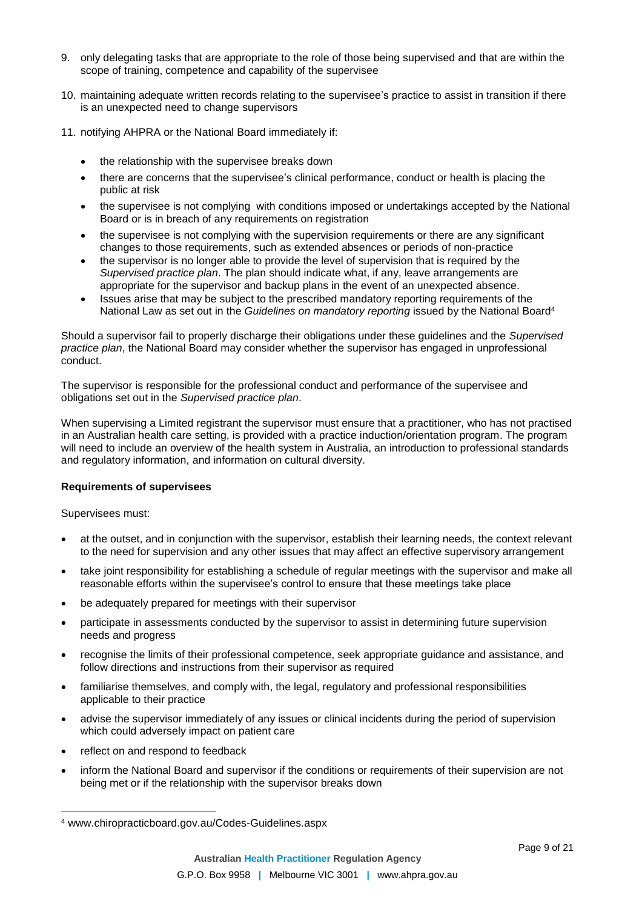9. only delegating tasks that are appropriate to the role of those being supervised and that are within the scope of training, competence and capability of the supervisee
10. maintaining adequate written records relating to the supervisee's practice to assist in transition if there is an unexpected need to change supervisors
11. notifying AHPRA or the National Board immediately if:
    - the relationship with the supervisee breaks down
    - there are concerns that the supervisee's clinical performance, conduct or health is placing the public at risk
    - the supervisee is not complying with conditions imposed or undertakings accepted by the National Board or is in breach of any requirements on registration
    - the supervisee is not complying with the supervision requirements or there are any significant changes to those requirements, such as extended absences or periods of non-practice
    - the supervisor is no longer able to provide the level of supervision that is required by the *Supervised practice plan*. The plan should indicate what, if any, leave arrangements are appropriate for the supervisor and backup plans in the event of an unexpected absence.
    - Issues arise that may be subject to the prescribed mandatory reporting requirements of the National Law as set out in the *Guidelines on mandatory reporting* issued by the National Board[4]

Should a supervisor fail to properly discharge their obligations under these guidelines and the *Supervised practice plan*, the National Board may consider whether the supervisor has engaged in unprofessional conduct.

The supervisor is responsible for the professional conduct and performance of the supervisee and obligations set out in the *Supervised practice plan*.

When supervising a Limited registrant the supervisor must ensure that a practitioner, who has not practised in an Australian health care setting, is provided with a practice induction/orientation program. The program will need to include an overview of the health system in Australia, an introduction to professional standards and regulatory information, and information on cultural diversity.

**Requirements of supervisees**

Supervisees must:

- at the outset, and in conjunction with the supervisor, establish their learning needs, the context relevant to the need for supervision and any other issues that may affect an effective supervisory arrangement
- take joint responsibility for establishing a schedule of regular meetings with the supervisor and make all reasonable efforts within the supervisee's control to ensure that these meetings take place
- be adequately prepared for meetings with their supervisor
- participate in assessments conducted by the supervisor to assist in determining future supervision needs and progress
- recognise the limits of their professional competence, seek appropriate guidance and assistance, and follow directions and instructions from their supervisor as required
- familiarise themselves, and comply with, the legal, regulatory and professional responsibilities applicable to their practice
- advise the supervisor immediately of any issues or clinical incidents during the period of supervision which could adversely impact on patient care
- reflect on and respond to feedback
- inform the National Board and supervisor if the conditions or requirements of their supervision are not being met or if the relationship with the supervisor breaks down

[4] www.chiropracticboard.gov.au/Codes-Guidelines.aspx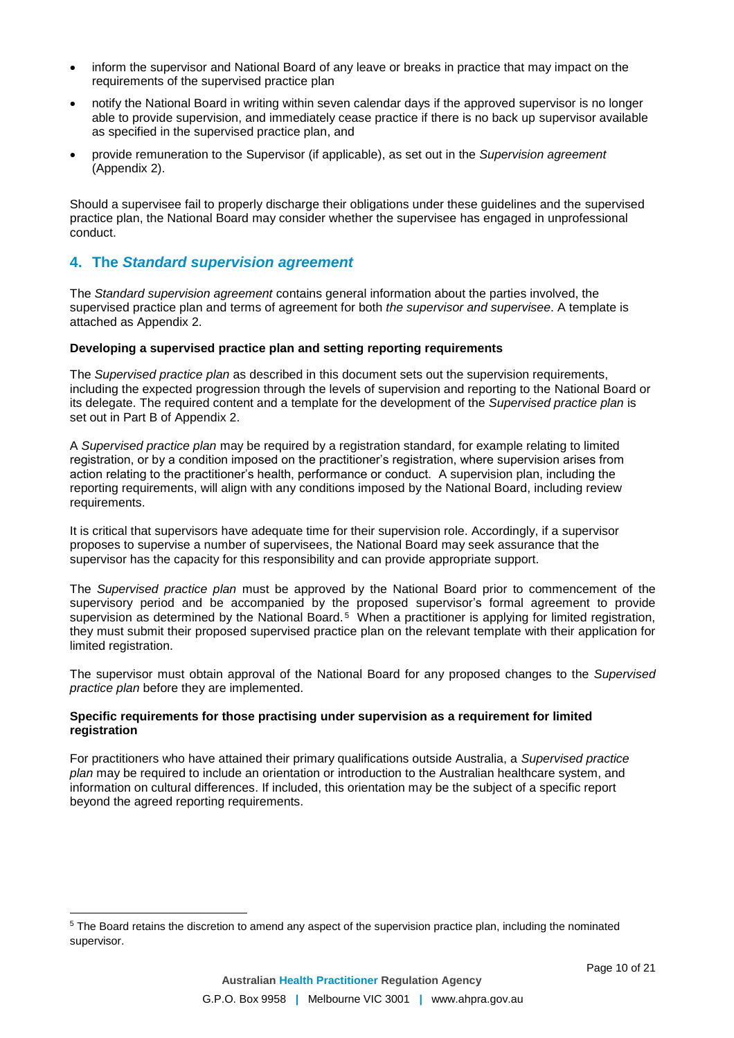- inform the supervisor and National Board of any leave or breaks in practice that may impact on the requirements of the supervised practice plan
- notify the National Board in writing within seven calendar days if the approved supervisor is no longer able to provide supervision, and immediately cease practice if there is no back up supervisor available as specified in the supervised practice plan, and
- provide remuneration to the Supervisor (if applicable), as set out in the *Supervision agreement* (Appendix 2).

Should a supervisee fail to properly discharge their obligations under these guidelines and the supervised practice plan, the National Board may consider whether the supervisee has engaged in unprofessional conduct.

## 4. The *Standard supervision agreement*

The *Standard supervision agreement* contains general information about the parties involved, the supervised practice plan and terms of agreement for both *the supervisor and supervisee*. A template is attached as Appendix 2.

**Developing a supervised practice plan and setting reporting requirements**

The *Supervised practice plan* as described in this document sets out the supervision requirements, including the expected progression through the levels of supervision and reporting to the National Board or its delegate. The required content and a template for the development of the *Supervised practice plan* is set out in Part B of Appendix 2.

A *Supervised practice plan* may be required by a registration standard, for example relating to limited registration, or by a condition imposed on the practitioner's registration, where supervision arises from action relating to the practitioner's health, performance or conduct. A supervision plan, including the reporting requirements, will align with any conditions imposed by the National Board, including review requirements.

It is critical that supervisors have adequate time for their supervision role. Accordingly, if a supervisor proposes to supervise a number of supervisees, the National Board may seek assurance that the supervisor has the capacity for this responsibility and can provide appropriate support.

The *Supervised practice plan* must be approved by the National Board prior to commencement of the supervisory period and be accompanied by the proposed supervisor's formal agreement to provide supervision as determined by the National Board.[5] When a practitioner is applying for limited registration, they must submit their proposed supervised practice plan on the relevant template with their application for limited registration.

The supervisor must obtain approval of the National Board for any proposed changes to the *Supervised practice plan* before they are implemented.

**Specific requirements for those practising under supervision as a requirement for limited registration**

For practitioners who have attained their primary qualifications outside Australia, a *Supervised practice plan* may be required to include an orientation or introduction to the Australian healthcare system, and information on cultural differences. If included, this orientation may be the subject of a specific report beyond the agreed reporting requirements.

[5] The Board retains the discretion to amend any aspect of the supervision practice plan, including the nominated supervisor.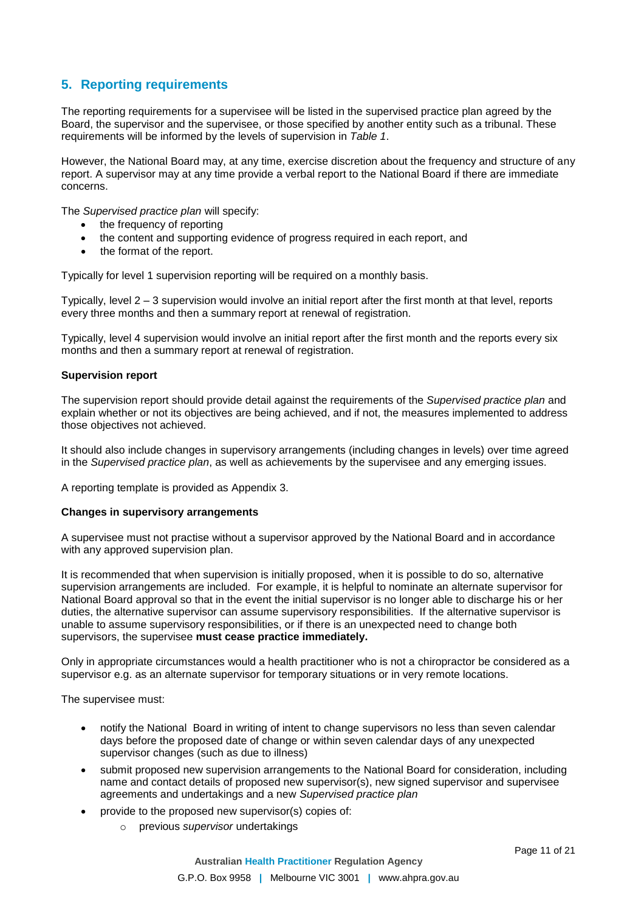## 5. Reporting requirements

The reporting requirements for a supervisee will be listed in the supervised practice plan agreed by the Board, the supervisor and the supervisee, or those specified by another entity such as a tribunal. These requirements will be informed by the levels of supervision in *Table 1*.

However, the National Board may, at any time, exercise discretion about the frequency and structure of any report. A supervisor may at any time provide a verbal report to the National Board if there are immediate concerns.

The *Supervised practice plan* will specify:

- the frequency of reporting
- the content and supporting evidence of progress required in each report, and
- the format of the report.

Typically for level 1 supervision reporting will be required on a monthly basis.

Typically, level 2 – 3 supervision would involve an initial report after the first month at that level, reports every three months and then a summary report at renewal of registration.

Typically, level 4 supervision would involve an initial report after the first month and the reports every six months and then a summary report at renewal of registration.

**Supervision report**

The supervision report should provide detail against the requirements of the *Supervised practice plan* and explain whether or not its objectives are being achieved, and if not, the measures implemented to address those objectives not achieved.

It should also include changes in supervisory arrangements (including changes in levels) over time agreed in the *Supervised practice plan*, as well as achievements by the supervisee and any emerging issues.

A reporting template is provided as Appendix 3.

**Changes in supervisory arrangements**

A supervisee must not practise without a supervisor approved by the National Board and in accordance with any approved supervision plan.

It is recommended that when supervision is initially proposed, when it is possible to do so, alternative supervision arrangements are included. For example, it is helpful to nominate an alternate supervisor for National Board approval so that in the event the initial supervisor is no longer able to discharge his or her duties, the alternative supervisor can assume supervisory responsibilities. If the alternative supervisor is unable to assume supervisory responsibilities, or if there is an unexpected need to change both supervisors, the supervisee **must cease practice immediately.**

Only in appropriate circumstances would a health practitioner who is not a chiropractor be considered as a supervisor e.g. as an alternate supervisor for temporary situations or in very remote locations.

The supervisee must:

- notify the National Board in writing of intent to change supervisors no less than seven calendar days before the proposed date of change or within seven calendar days of any unexpected supervisor changes (such as due to illness)
- submit proposed new supervision arrangements to the National Board for consideration, including name and contact details of proposed new supervisor(s), new signed supervisor and supervisee agreements and undertakings and a new *Supervised practice plan*
- provide to the proposed new supervisor(s) copies of:
    - previous *supervisor* undertakings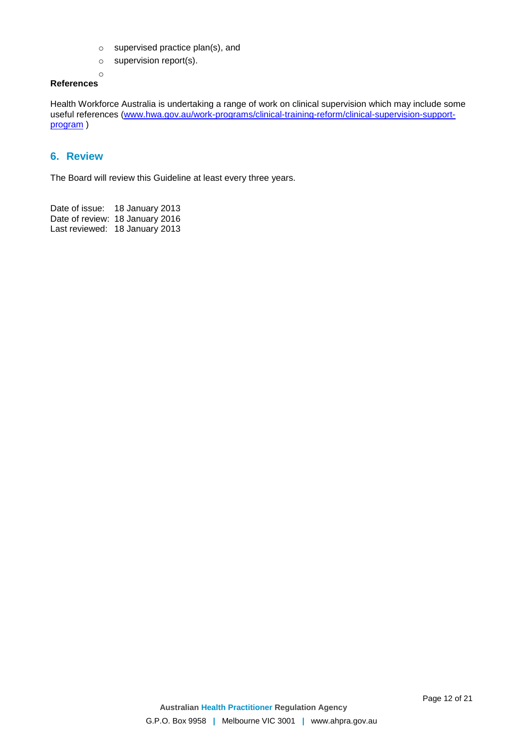- supervised practice plan(s), and
- supervision report(s).

**References**

Health Workforce Australia is undertaking a range of work on clinical supervision which may include some useful references ([www.hwa.gov.au/work-programs/clinical-training-reform/clinical-supervision-support-program](www.hwa.gov.au/work-programs/clinical-training-reform/clinical-supervision-support-program) )

## 6. Review

The Board will review this Guideline at least every three years.

Date of issue: 18 January 2013
Date of review: 18 January 2016
Last reviewed: 18 January 2013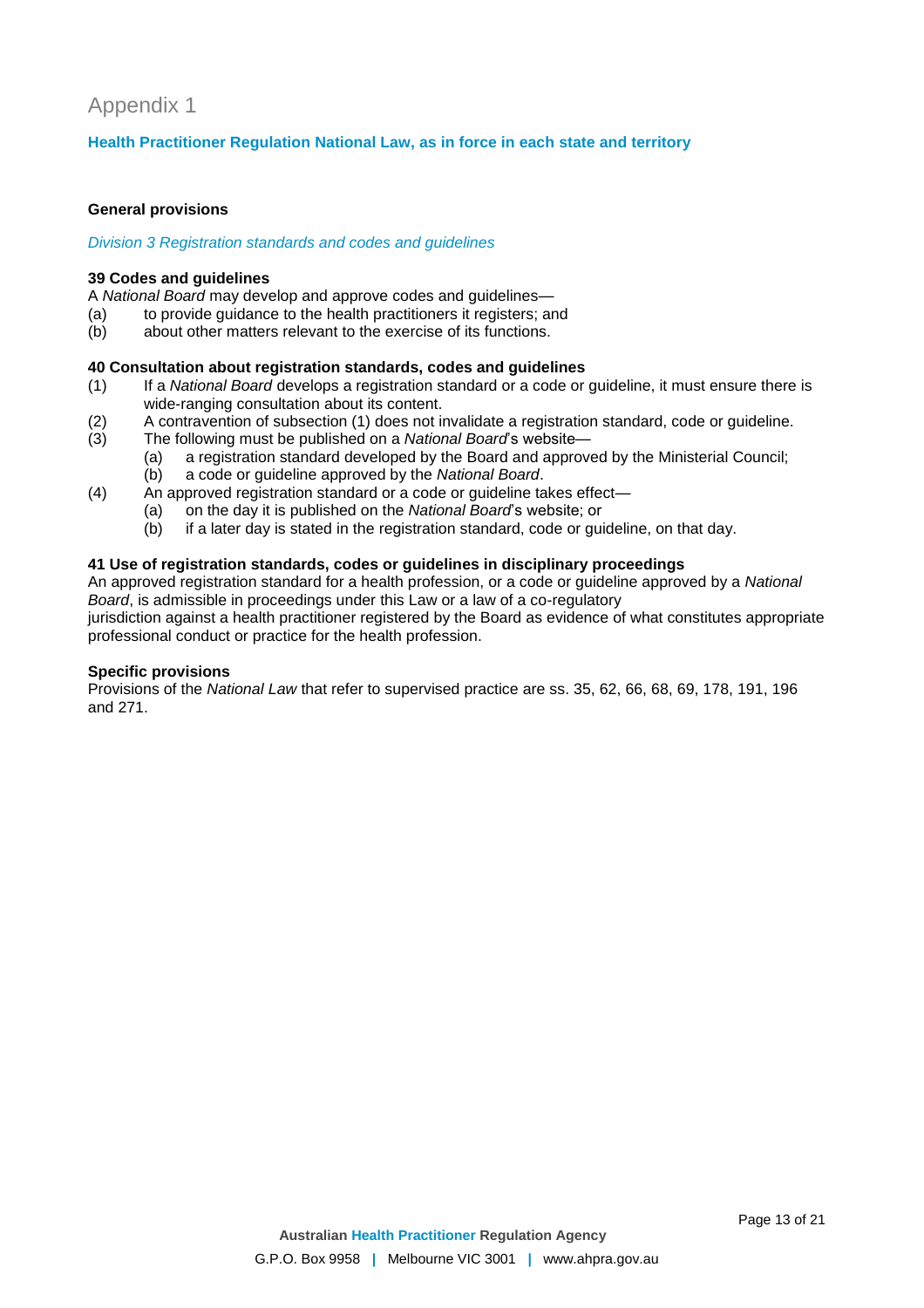# Appendix 1

## Health Practitioner Regulation National Law, as in force in each state and territory

### General provisions

*Division 3 Registration standards and codes and guidelines*

**39 Codes and guidelines**

A *National Board* may develop and approve codes and guidelines—

(a) to provide guidance to the health practitioners it registers; and
(b) about other matters relevant to the exercise of its functions.

**40 Consultation about registration standards, codes and guidelines**

(1) If a *National Board* develops a registration standard or a code or guideline, it must ensure there is wide-ranging consultation about its content.
(2) A contravention of subsection (1) does not invalidate a registration standard, code or guideline.
(3) The following must be published on a *National Board*'s website—
  (a) a registration standard developed by the Board and approved by the Ministerial Council;
  (b) a code or guideline approved by the *National Board*.
(4) An approved registration standard or a code or guideline takes effect—
  (a) on the day it is published on the *National Board*'s website; or
  (b) if a later day is stated in the registration standard, code or guideline, on that day.

**41 Use of registration standards, codes or guidelines in disciplinary proceedings**

An approved registration standard for a health profession, or a code or guideline approved by a *National Board*, is admissible in proceedings under this Law or a law of a co-regulatory jurisdiction against a health practitioner registered by the Board as evidence of what constitutes appropriate professional conduct or practice for the health profession.

### Specific provisions

Provisions of the *National Law* that refer to supervised practice are ss. 35, 62, 66, 68, 69, 178, 191, 196 and 271.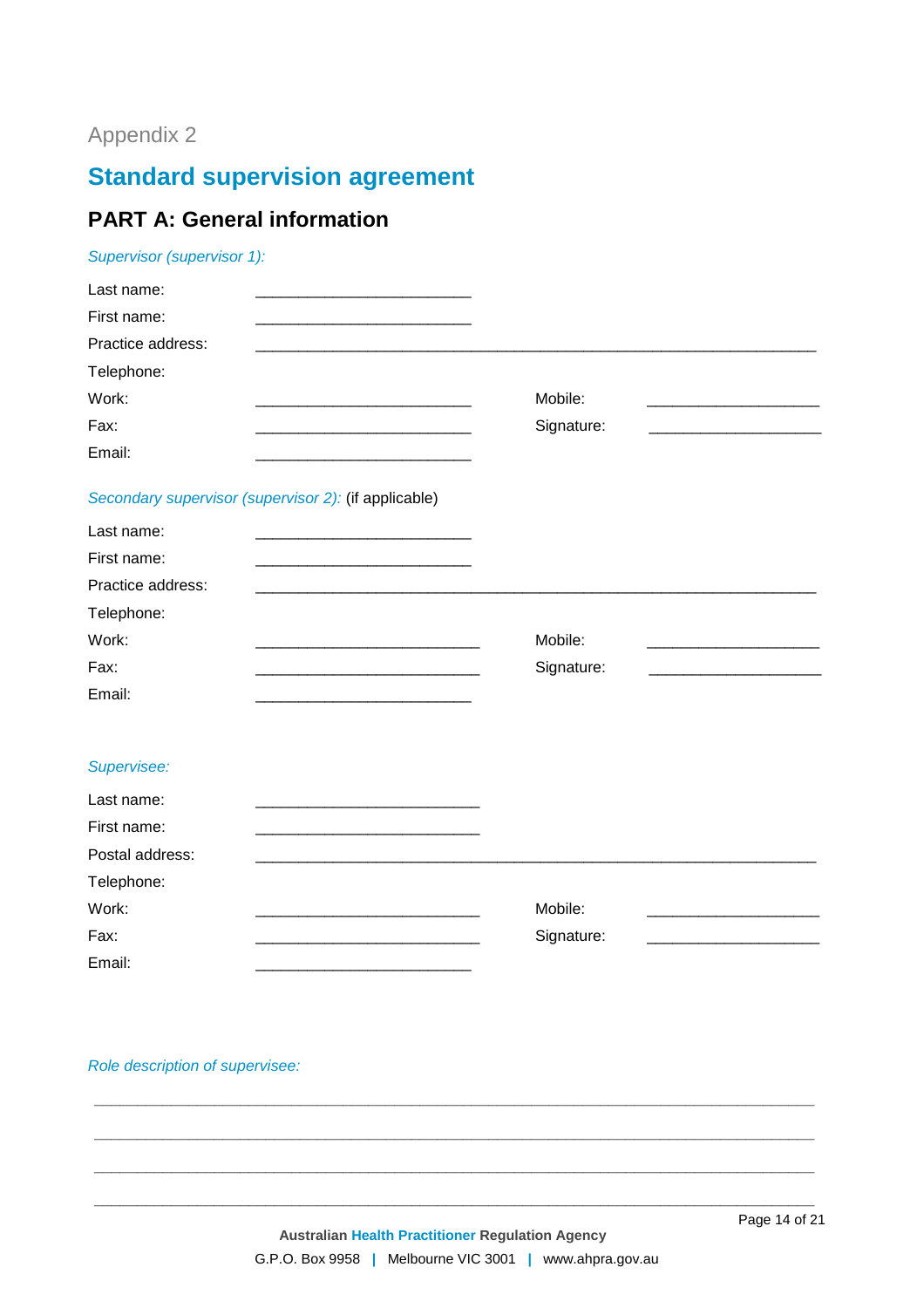Appendix 2

# Standard supervision agreement

## PART A: General information

*Supervisor (supervisor 1):*

Last name: ___________________________

First name: ___________________________

Practice address: ______________________________________________________________________

Telephone:

Work: ___________________________ Mobile: ______________________

Fax: ___________________________ Signature: ______________________

Email: ___________________________

*Secondary supervisor (supervisor 2):* (if applicable)

Last name: ___________________________

First name: ___________________________

Practice address: ______________________________________________________________________

Telephone:

Work: ____________________________ Mobile: ______________________

Fax: ____________________________ Signature: ______________________

Email: ___________________________

*Supervisee:*

Last name: ____________________________

First name: ____________________________

Postal address: ______________________________________________________________________

Telephone:

Work: ____________________________ Mobile: ______________________

Fax: ____________________________ Signature: ______________________

Email: ___________________________

*Role description of supervisee:*

______________________________________________________________________________________

______________________________________________________________________________________

______________________________________________________________________________________

______________________________________________________________________________________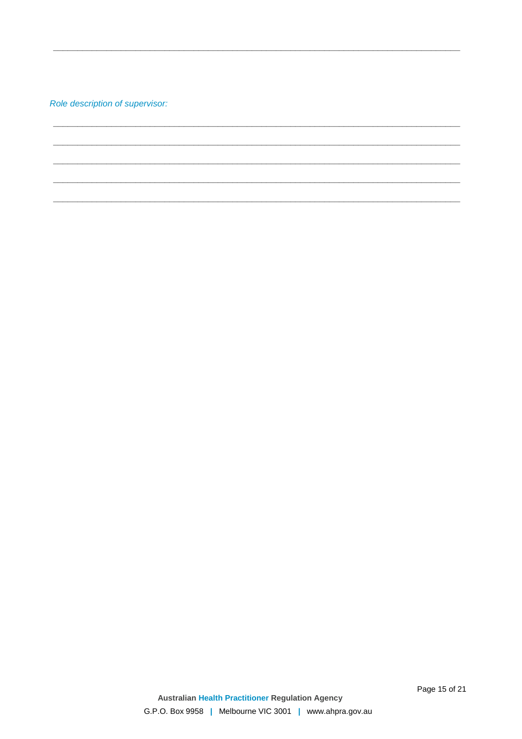\_\_\_\_\_\_\_\_\_\_\_\_\_\_\_\_\_\_\_\_\_\_\_\_\_\_\_\_\_\_\_\_\_\_\_\_\_\_\_\_\_\_\_\_\_\_\_\_\_\_\_\_\_\_\_\_\_\_\_\_\_\_\_\_\_\_\_\_\_\_\_\_\_\_\_\_\_\_

*Role description of supervisor:*

\_\_\_\_\_\_\_\_\_\_\_\_\_\_\_\_\_\_\_\_\_\_\_\_\_\_\_\_\_\_\_\_\_\_\_\_\_\_\_\_\_\_\_\_\_\_\_\_\_\_\_\_\_\_\_\_\_\_\_\_\_\_\_\_\_\_\_\_\_\_\_\_\_\_\_\_\_\_

\_\_\_\_\_\_\_\_\_\_\_\_\_\_\_\_\_\_\_\_\_\_\_\_\_\_\_\_\_\_\_\_\_\_\_\_\_\_\_\_\_\_\_\_\_\_\_\_\_\_\_\_\_\_\_\_\_\_\_\_\_\_\_\_\_\_\_\_\_\_\_\_\_\_\_\_\_\_

\_\_\_\_\_\_\_\_\_\_\_\_\_\_\_\_\_\_\_\_\_\_\_\_\_\_\_\_\_\_\_\_\_\_\_\_\_\_\_\_\_\_\_\_\_\_\_\_\_\_\_\_\_\_\_\_\_\_\_\_\_\_\_\_\_\_\_\_\_\_\_\_\_\_\_\_\_\_

\_\_\_\_\_\_\_\_\_\_\_\_\_\_\_\_\_\_\_\_\_\_\_\_\_\_\_\_\_\_\_\_\_\_\_\_\_\_\_\_\_\_\_\_\_\_\_\_\_\_\_\_\_\_\_\_\_\_\_\_\_\_\_\_\_\_\_\_\_\_\_\_\_\_\_\_\_\_

\_\_\_\_\_\_\_\_\_\_\_\_\_\_\_\_\_\_\_\_\_\_\_\_\_\_\_\_\_\_\_\_\_\_\_\_\_\_\_\_\_\_\_\_\_\_\_\_\_\_\_\_\_\_\_\_\_\_\_\_\_\_\_\_\_\_\_\_\_\_\_\_\_\_\_\_\_\_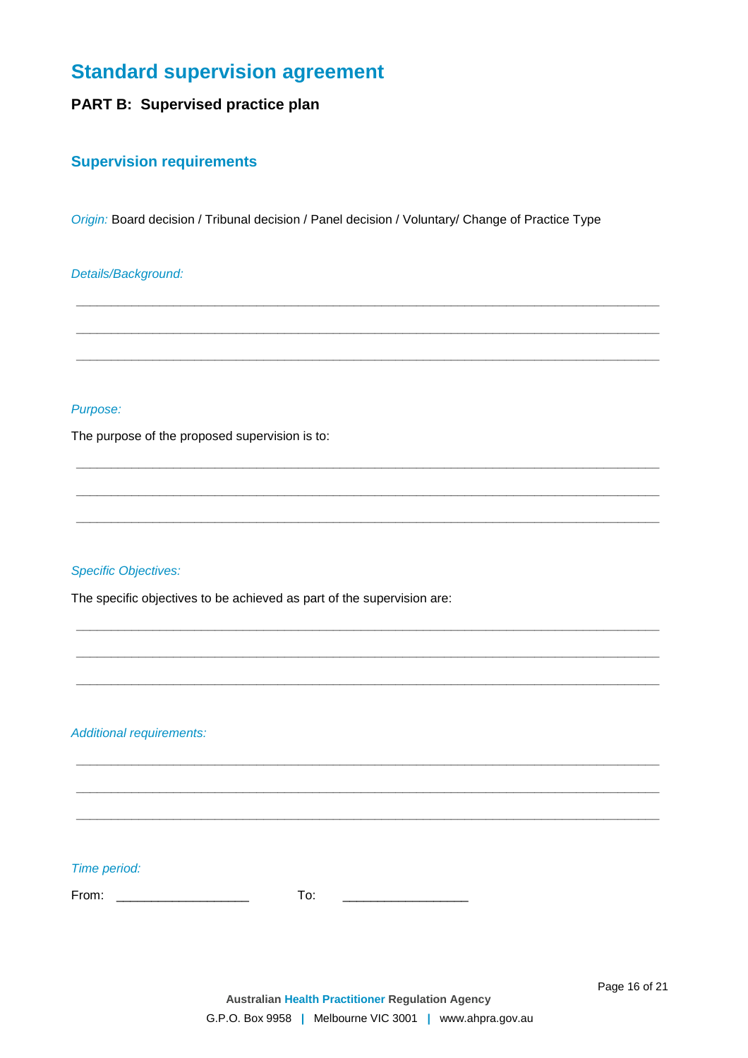# Standard supervision agreement

## PART B: Supervised practice plan

### Supervision requirements

*Origin:* Board decision / Tribunal decision / Panel decision / Voluntary/ Change of Practice Type

*Details/Background:*

_______________________________________________________________________________

_______________________________________________________________________________

_______________________________________________________________________________

*Purpose:*

The purpose of the proposed supervision is to:

_______________________________________________________________________________

_______________________________________________________________________________

_______________________________________________________________________________

*Specific Objectives:*

The specific objectives to be achieved as part of the supervision are:

_______________________________________________________________________________

_______________________________________________________________________________

_______________________________________________________________________________

*Additional requirements:*

_______________________________________________________________________________

_______________________________________________________________________________

_______________________________________________________________________________

*Time period:*

From: ___________________ To: __________________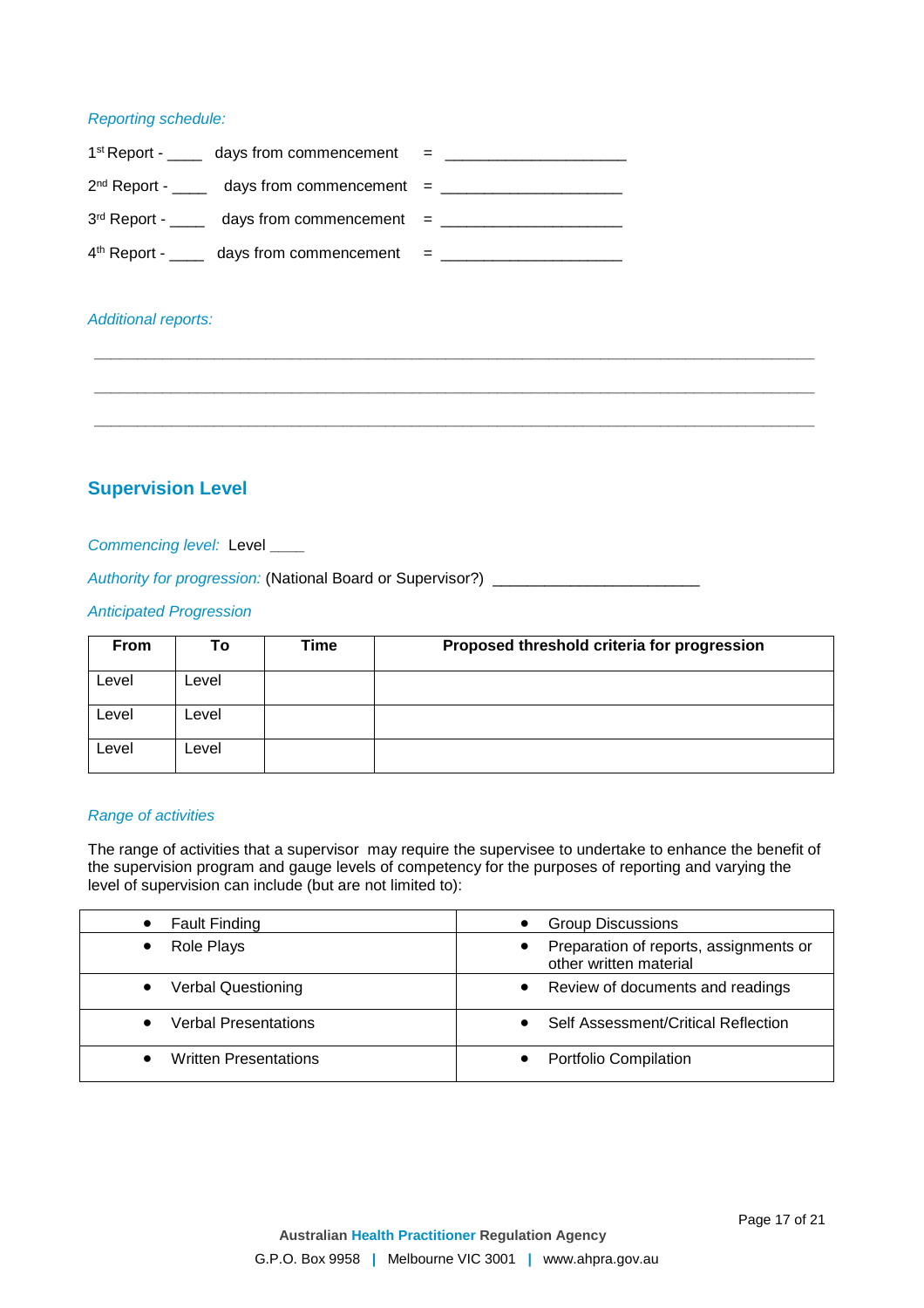*Reporting schedule:*

1st Report - ____ days from commencement = ____________________

2nd Report - ____ days from commencement = ____________________

3rd Report - ____ days from commencement = ____________________

4th Report - ____ days from commencement = ____________________

*Additional reports:*

______________________________________________________________________________

______________________________________________________________________________

______________________________________________________________________________

## Supervision Level

*Commencing level:* Level ____

*Authority for progression:* (National Board or Supervisor?) ______________________

*Anticipated Progression*

| From | To | Time | Proposed threshold criteria for progression |
|---|---|---|---|
| Level | Level | | |
| Level | Level | | |
| Level | Level | | |

*Range of activities*

The range of activities that a supervisor may require the supervisee to undertake to enhance the benefit of the supervision program and gauge levels of competency for the purposes of reporting and varying the level of supervision can include (but are not limited to):

| | |
|---|---|
| • Fault Finding | • Group Discussions |
| • Role Plays | • Preparation of reports, assignments or other written material |
| • Verbal Questioning | • Review of documents and readings |
| • Verbal Presentations | • Self Assessment/Critical Reflection |
| • Written Presentations | • Portfolio Compilation |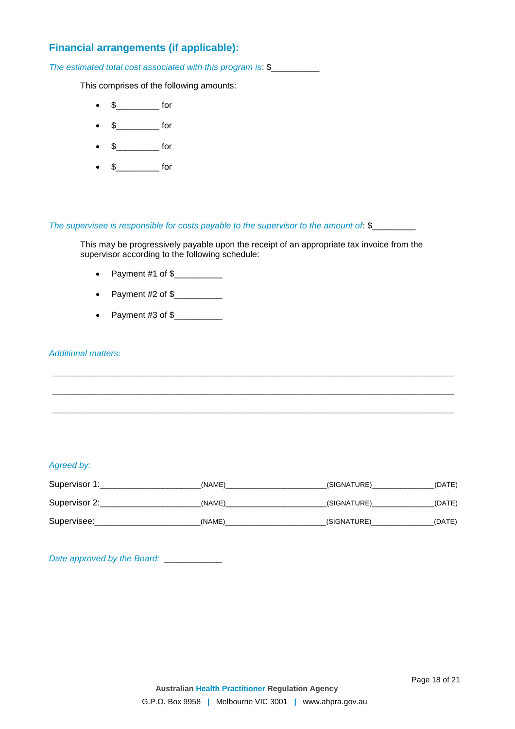## Financial arrangements (if applicable):

*The estimated total cost associated with this program is*: $__________

This comprises of the following amounts:

- $_________ for
- $_________ for
- $_________ for
- $_________ for

*The supervisee is responsible for costs payable to the supervisor to the amount of*: $_________

This may be progressively payable upon the receipt of an appropriate tax invoice from the supervisor according to the following schedule:

- Payment #1 of $__________
- Payment #2 of $__________
- Payment #3 of $__________

*Additional matters:*

___________________________________________________________________________________

___________________________________________________________________________________

___________________________________________________________________________________

*Agreed by:*

Supervisor 1:_____________________(NAME)_____________________(SIGNATURE)_____________(DATE)

Supervisor 2:_____________________(NAME)_____________________(SIGNATURE)_____________(DATE)

Supervisee:______________________(NAME)_____________________(SIGNATURE)_____________(DATE)

*Date approved by the Board:* ____________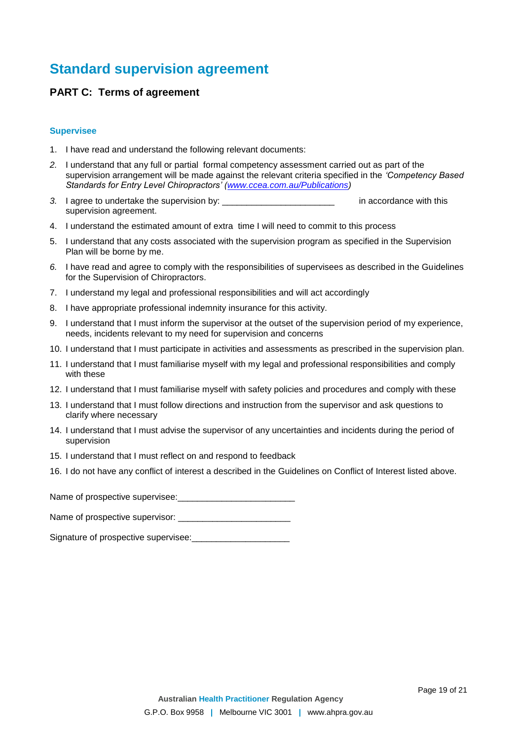# Standard supervision agreement

## PART C: Terms of agreement

### Supervisee

1. I have read and understand the following relevant documents:
2. I understand that any full or partial formal competency assessment carried out as part of the supervision arrangement will be made against the relevant criteria specified in the *'Competency Based Standards for Entry Level Chiropractors' (www.ccea.com.au/Publications)*
3. I agree to undertake the supervision by: _______________________ in accordance with this supervision agreement.
4. I understand the estimated amount of extra time I will need to commit to this process
5. I understand that any costs associated with the supervision program as specified in the Supervision Plan will be borne by me.
6. I have read and agree to comply with the responsibilities of supervisees as described in the Guidelines for the Supervision of Chiropractors.
7. I understand my legal and professional responsibilities and will act accordingly
8. I have appropriate professional indemnity insurance for this activity.
9. I understand that I must inform the supervisor at the outset of the supervision period of my experience, needs, incidents relevant to my need for supervision and concerns
10. I understand that I must participate in activities and assessments as prescribed in the supervision plan.
11. I understand that I must familiarise myself with my legal and professional responsibilities and comply with these
12. I understand that I must familiarise myself with safety policies and procedures and comply with these
13. I understand that I must follow directions and instruction from the supervisor and ask questions to clarify where necessary
14. I understand that I must advise the supervisor of any uncertainties and incidents during the period of supervision
15. I understand that I must reflect on and respond to feedback
16. I do not have any conflict of interest a described in the Guidelines on Conflict of Interest listed above.

Name of prospective supervisee:________________________

Name of prospective supervisor: _______________________

Signature of prospective supervisee:____________________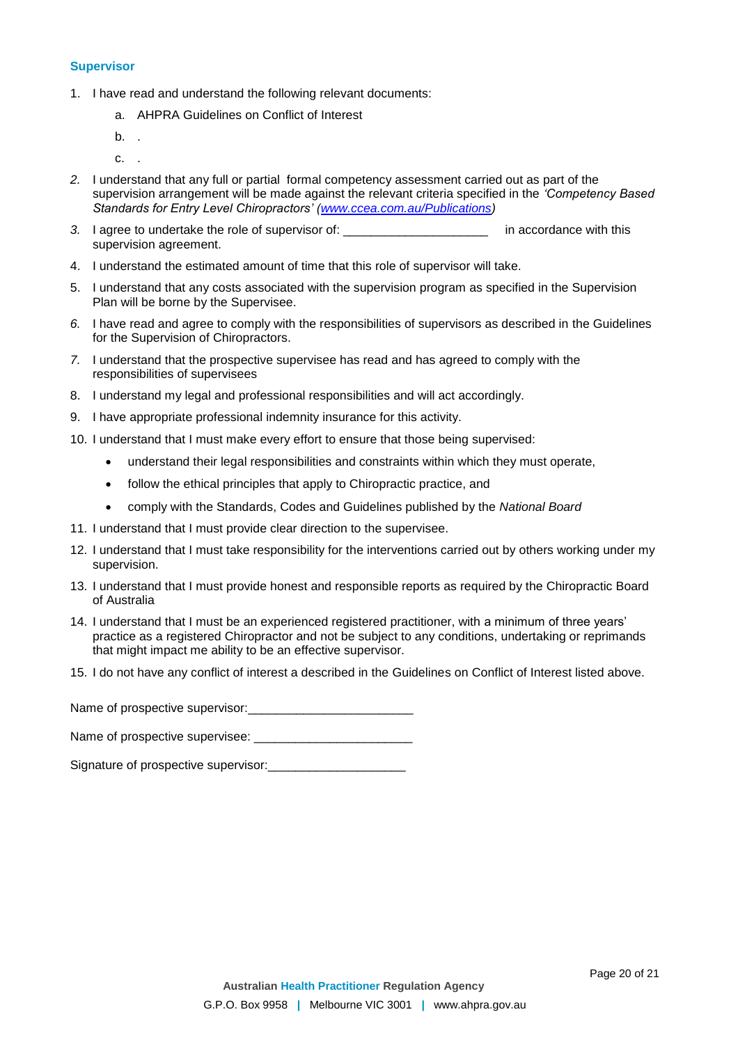### Supervisor

1. I have read and understand the following relevant documents:
    a. AHPRA Guidelines on Conflict of Interest
    b. .
    c. .
2. I understand that any full or partial formal competency assessment carried out as part of the supervision arrangement will be made against the relevant criteria specified in the *'Competency Based Standards for Entry Level Chiropractors' ([www.ccea.com.au/Publications](www.ccea.com.au/Publications))*
3. I agree to undertake the role of supervisor of: ____________________ in accordance with this supervision agreement.
4. I understand the estimated amount of time that this role of supervisor will take.
5. I understand that any costs associated with the supervision program as specified in the Supervision Plan will be borne by the Supervisee.
6. I have read and agree to comply with the responsibilities of supervisors as described in the Guidelines for the Supervision of Chiropractors.
7. I understand that the prospective supervisee has read and has agreed to comply with the responsibilities of supervisees
8. I understand my legal and professional responsibilities and will act accordingly.
9. I have appropriate professional indemnity insurance for this activity.
10. I understand that I must make every effort to ensure that those being supervised:
    - understand their legal responsibilities and constraints within which they must operate,
    - follow the ethical principles that apply to Chiropractic practice, and
    - comply with the Standards, Codes and Guidelines published by the *National Board*
11. I understand that I must provide clear direction to the supervisee.
12. I understand that I must take responsibility for the interventions carried out by others working under my supervision.
13. I understand that I must provide honest and responsible reports as required by the Chiropractic Board of Australia
14. I understand that I must be an experienced registered practitioner, with a minimum of three years' practice as a registered Chiropractor and not be subject to any conditions, undertaking or reprimands that might impact me ability to be an effective supervisor.
15. I do not have any conflict of interest a described in the Guidelines on Conflict of Interest listed above.

Name of prospective supervisor:________________________

Name of prospective supervisee: ______________________

Signature of prospective supervisor:____________________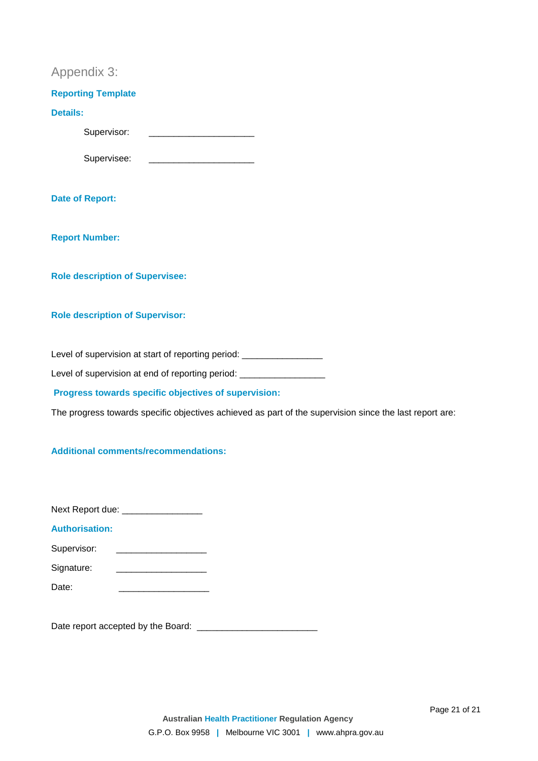# Appendix 3:

**Reporting Template**

**Details:**

Supervisor: ____________________

Supervisee: ____________________

**Date of Report:**

**Report Number:**

**Role description of Supervisee:**

**Role description of Supervisor:**

Level of supervision at start of reporting period: _______________

Level of supervision at end of reporting period: ________________

**Progress towards specific objectives of supervision:**

The progress towards specific objectives achieved as part of the supervision since the last report are:

**Additional comments/recommendations:**

Next Report due: _______________

**Authorisation:**

Supervisor: _________________

Signature: _________________

Date: _________________

Date report accepted by the Board: _______________________